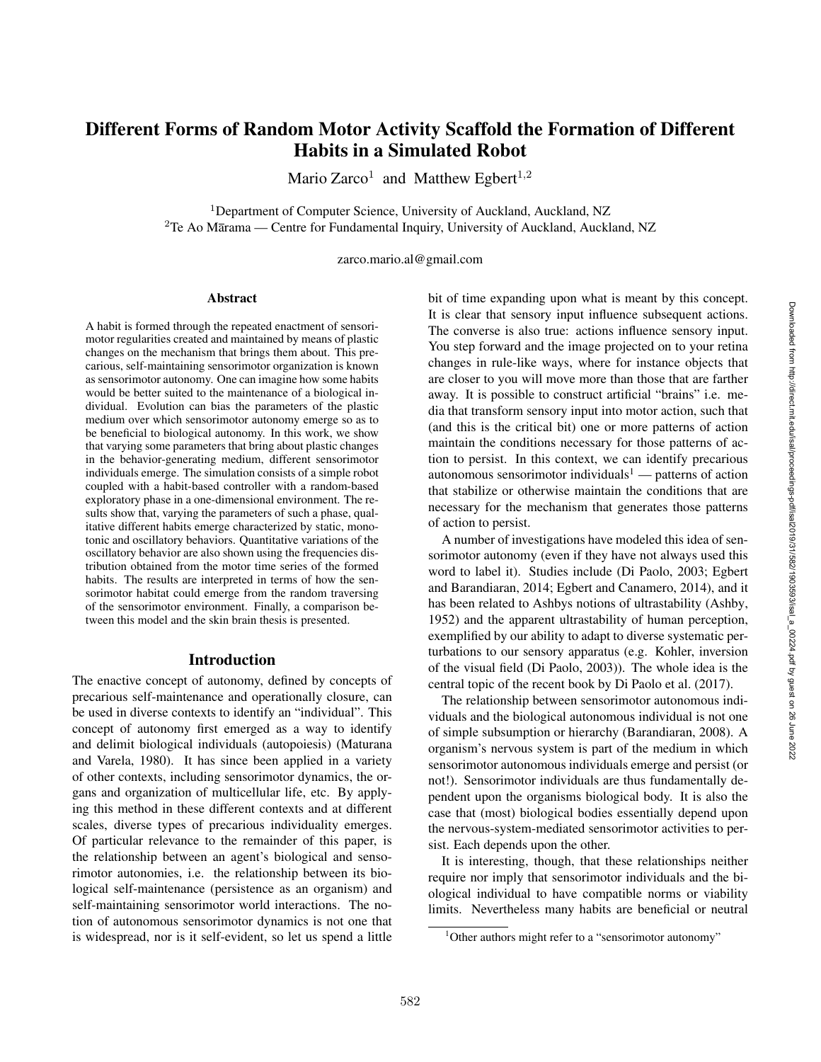# Different Forms of Random Motor Activity Scaffold the Formation of Different Habits in a Simulated Robot

Mario Zarco[1] and Matthew Egbert[1,2]

[1]Department of Computer Science, University of Auckland, Auckland, NZ
[2]Te Ao Mārama — Centre for Fundamental Inquiry, University of Auckland, Auckland, NZ

zarco.mario.al@gmail.com

### Abstract

A habit is formed through the repeated enactment of sensorimotor regularities created and maintained by means of plastic changes on the mechanism that brings them about. This precarious, self-maintaining sensorimotor organization is known as sensorimotor autonomy. One can imagine how some habits would be better suited to the maintenance of a biological individual. Evolution can bias the parameters of the plastic medium over which sensorimotor autonomy emerge so as to be beneficial to biological autonomy. In this work, we show that varying some parameters that bring about plastic changes in the behavior-generating medium, different sensorimotor individuals emerge. The simulation consists of a simple robot coupled with a habit-based controller with a random-based exploratory phase in a one-dimensional environment. The results show that, varying the parameters of such a phase, qualitative different habits emerge characterized by static, monotonic and oscillatory behaviors. Quantitative variations of the oscillatory behavior are also shown using the frequencies distribution obtained from the motor time series of the formed habits. The results are interpreted in terms of how the sensorimotor habitat could emerge from the random traversing of the sensorimotor environment. Finally, a comparison between this model and the skin brain thesis is presented.

## Introduction

The enactive concept of autonomy, defined by concepts of precarious self-maintenance and operationally closure, can be used in diverse contexts to identify an "individual". This concept of autonomy first emerged as a way to identify and delimit biological individuals (autopoiesis) (Maturana and Varela, 1980). It has since been applied in a variety of other contexts, including sensorimotor dynamics, the organs and organization of multicellular life, etc. By applying this method in these different contexts and at different scales, diverse types of precarious individuality emerges. Of particular relevance to the remainder of this paper, is the relationship between an agent's biological and sensorimotor autonomies, i.e. the relationship between its biological self-maintenance (persistence as an organism) and self-maintaining sensorimotor world interactions. The notion of autonomous sensorimotor dynamics is not one that is widespread, nor is it self-evident, so let us spend a little bit of time expanding upon what is meant by this concept. It is clear that sensory input influence subsequent actions. The converse is also true: actions influence sensory input. You step forward and the image projected on to your retina changes in rule-like ways, where for instance objects that are closer to you will move more than those that are farther away. It is possible to construct artificial "brains" i.e. media that transform sensory input into motor action, such that (and this is the critical bit) one or more patterns of action maintain the conditions necessary for those patterns of action to persist. In this context, we can identify precarious autonomous sensorimotor individuals[1] — patterns of action that stabilize or otherwise maintain the conditions that are necessary for the mechanism that generates those patterns of action to persist.

A number of investigations have modeled this idea of sensorimotor autonomy (even if they have not always used this word to label it). Studies include (Di Paolo, 2003; Egbert and Barandiaran, 2014; Egbert and Canamero, 2014), and it has been related to Ashbys notions of ultrastability (Ashby, 1952) and the apparent ultrastability of human perception, exemplified by our ability to adapt to diverse systematic perturbations to our sensory apparatus (e.g. Kohler, inversion of the visual field (Di Paolo, 2003)). The whole idea is the central topic of the recent book by Di Paolo et al. (2017).

The relationship between sensorimotor autonomous individuals and the biological autonomous individual is not one of simple subsumption or hierarchy (Barandiaran, 2008). A organism's nervous system is part of the medium in which sensorimotor autonomous individuals emerge and persist (or not!). Sensorimotor individuals are thus fundamentally dependent upon the organisms biological body. It is also the case that (most) biological bodies essentially depend upon the nervous-system-mediated sensorimotor activities to persist. Each depends upon the other.

It is interesting, though, that these relationships neither require nor imply that sensorimotor individuals and the biological individual to have compatible norms or viability limits. Nevertheless many habits are beneficial or neutral

[1]Other authors might refer to a "sensorimotor autonomy"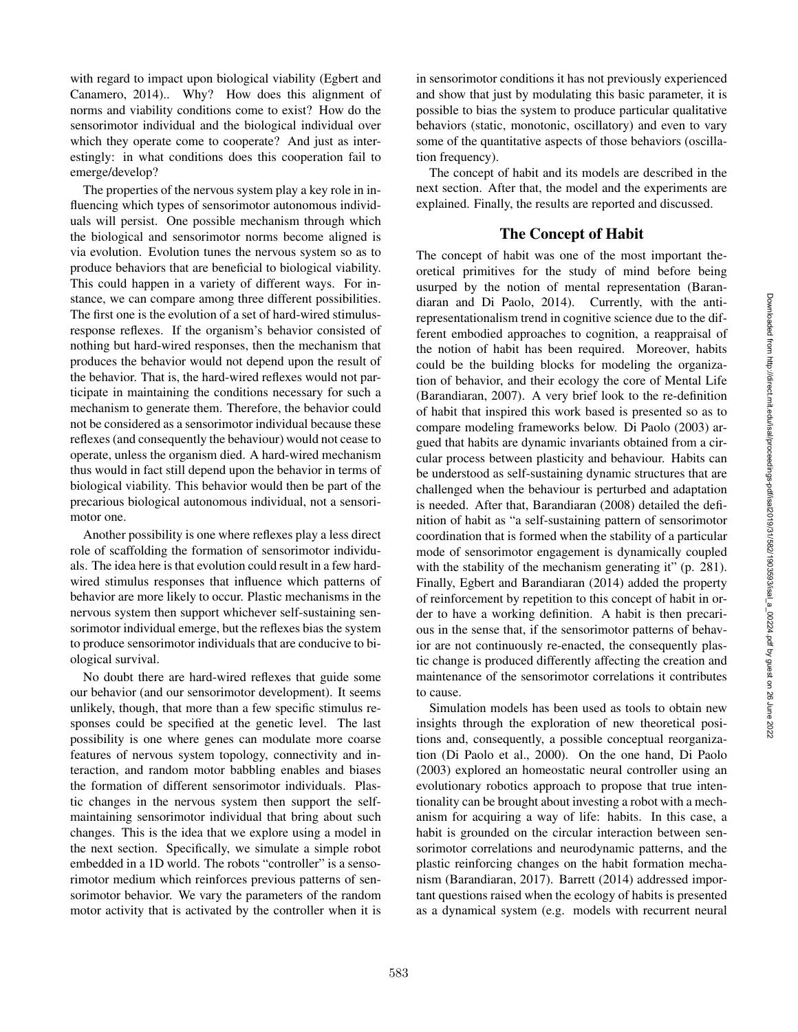with regard to impact upon biological viability (Egbert and Canamero, 2014).. Why? How does this alignment of norms and viability conditions come to exist? How do the sensorimotor individual and the biological individual over which they operate come to cooperate? And just as interestingly: in what conditions does this cooperation fail to emerge/develop?

The properties of the nervous system play a key role in influencing which types of sensorimotor autonomous individuals will persist. One possible mechanism through which the biological and sensorimotor norms become aligned is via evolution. Evolution tunes the nervous system so as to produce behaviors that are beneficial to biological viability. This could happen in a variety of different ways. For instance, we can compare among three different possibilities. The first one is the evolution of a set of hard-wired stimulus-response reflexes. If the organism's behavior consisted of nothing but hard-wired responses, then the mechanism that produces the behavior would not depend upon the result of the behavior. That is, the hard-wired reflexes would not participate in maintaining the conditions necessary for such a mechanism to generate them. Therefore, the behavior could not be considered as a sensorimotor individual because these reflexes (and consequently the behaviour) would not cease to operate, unless the organism died. A hard-wired mechanism thus would in fact still depend upon the behavior in terms of biological viability. This behavior would then be part of the precarious biological autonomous individual, not a sensorimotor one.

Another possibility is one where reflexes play a less direct role of scaffolding the formation of sensorimotor individuals. The idea here is that evolution could result in a few hard-wired stimulus responses that influence which patterns of behavior are more likely to occur. Plastic mechanisms in the nervous system then support whichever self-sustaining sensorimotor individual emerge, but the reflexes bias the system to produce sensorimotor individuals that are conducive to biological survival.

No doubt there are hard-wired reflexes that guide some our behavior (and our sensorimotor development). It seems unlikely, though, that more than a few specific stimulus responses could be specified at the genetic level. The last possibility is one where genes can modulate more coarse features of nervous system topology, connectivity and interaction, and random motor babbling enables and biases the formation of different sensorimotor individuals. Plastic changes in the nervous system then support the self-maintaining sensorimotor individual that bring about such changes. This is the idea that we explore using a model in the next section. Specifically, we simulate a simple robot embedded in a 1D world. The robots "controller" is a sensorimotor medium which reinforces previous patterns of sensorimotor behavior. We vary the parameters of the random motor activity that is activated by the controller when it is in sensorimotor conditions it has not previously experienced and show that just by modulating this basic parameter, it is possible to bias the system to produce particular qualitative behaviors (static, monotonic, oscillatory) and even to vary some of the quantitative aspects of those behaviors (oscillation frequency).

The concept of habit and its models are described in the next section. After that, the model and the experiments are explained. Finally, the results are reported and discussed.

## The Concept of Habit

The concept of habit was one of the most important theoretical primitives for the study of mind before being usurped by the notion of mental representation (Barandiaran and Di Paolo, 2014). Currently, with the anti-representationalism trend in cognitive science due to the different embodied approaches to cognition, a reappraisal of the notion of habit has been required. Moreover, habits could be the building blocks for modeling the organization of behavior, and their ecology the core of Mental Life (Barandiaran, 2007). A very brief look to the re-definition of habit that inspired this work based is presented so as to compare modeling frameworks below. Di Paolo (2003) argued that habits are dynamic invariants obtained from a circular process between plasticity and behaviour. Habits can be understood as self-sustaining dynamic structures that are challenged when the behaviour is perturbed and adaptation is needed. After that, Barandiaran (2008) detailed the definition of habit as "a self-sustaining pattern of sensorimotor coordination that is formed when the stability of a particular mode of sensorimotor engagement is dynamically coupled with the stability of the mechanism generating it" (p. 281). Finally, Egbert and Barandiaran (2014) added the property of reinforcement by repetition to this concept of habit in order to have a working definition. A habit is then precarious in the sense that, if the sensorimotor patterns of behavior are not continuously re-enacted, the consequently plastic change is produced differently affecting the creation and maintenance of the sensorimotor correlations it contributes to cause.

Simulation models has been used as tools to obtain new insights through the exploration of new theoretical positions and, consequently, a possible conceptual reorganization (Di Paolo et al., 2000). On the one hand, Di Paolo (2003) explored an homeostatic neural controller using an evolutionary robotics approach to propose that true intentionality can be brought about investing a robot with a mechanism for acquiring a way of life: habits. In this case, a habit is grounded on the circular interaction between sensorimotor correlations and neurodynamic patterns, and the plastic reinforcing changes on the habit formation mechanism (Barandiaran, 2017). Barrett (2014) addressed important questions raised when the ecology of habits is presented as a dynamical system (e.g. models with recurrent neural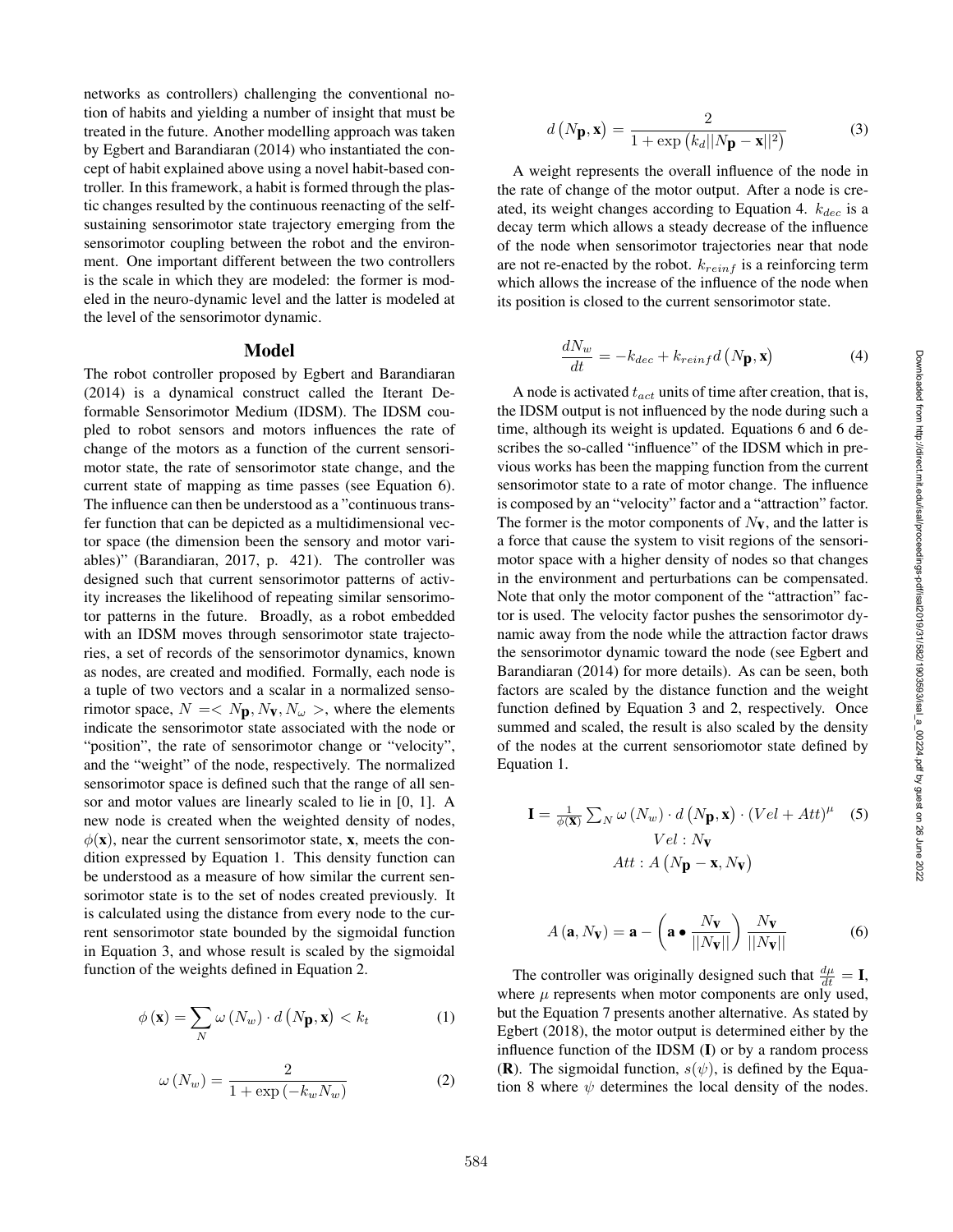networks as controllers) challenging the conventional notion of habits and yielding a number of insight that must be treated in the future. Another modelling approach was taken by Egbert and Barandiaran (2014) who instantiated the concept of habit explained above using a novel habit-based controller. In this framework, a habit is formed through the plastic changes resulted by the continuous reenacting of the self-sustaining sensorimotor state trajectory emerging from the sensorimotor coupling between the robot and the environment. One important different between the two controllers is the scale in which they are modeled: the former is modeled in the neuro-dynamic level and the latter is modeled at the level of the sensorimotor dynamic.

## Model

The robot controller proposed by Egbert and Barandiaran (2014) is a dynamical construct called the Iterant Deformable Sensorimotor Medium (IDSM). The IDSM coupled to robot sensors and motors influences the rate of change of the motors as a function of the current sensorimotor state, the rate of sensorimotor state change, and the current state of mapping as time passes (see Equation 6). The influence can then be understood as a "continuous transfer function that can be depicted as a multidimensional vector space (the dimension been the sensory and motor variables)" (Barandiaran, 2017, p. 421). The controller was designed such that current sensorimotor patterns of activity increases the likelihood of repeating similar sensorimotor patterns in the future. Broadly, as a robot embedded with an IDSM moves through sensorimotor state trajectories, a set of records of the sensorimotor dynamics, known as nodes, are created and modified. Formally, each node is a tuple of two vectors and a scalar in a normalized sensorimotor space, $N = < N_{\mathbf{p}}, N_{\mathbf{v}}, N_{\omega} >$, where the elements indicate the sensorimotor state associated with the node or "position", the rate of sensorimotor change or "velocity", and the "weight" of the node, respectively. The normalized sensorimotor space is defined such that the range of all sensor and motor values are linearly scaled to lie in [0, 1]. A new node is created when the weighted density of nodes, $\phi(\mathbf{x})$, near the current sensorimotor state, $\mathbf{x}$, meets the condition expressed by Equation 1. This density function can be understood as a measure of how similar the current sensorimotor state is to the set of nodes created previously. It is calculated using the distance from every node to the current sensorimotor state bounded by the sigmoidal function in Equation 3, and whose result is scaled by the sigmoidal function of the weights defined in Equation 2.

$$\phi(\mathbf{x}) = \sum_{N} \omega(N_w) \cdot d(N_{\mathbf{p}}, \mathbf{x}) < k_t \tag{1}$$

$$\omega(N_w) = \frac{2}{1 + \exp(-k_w N_w)} \tag{2}$$

$$d(N_{\mathbf{p}}, \mathbf{x}) = \frac{2}{1 + \exp(k_d ||N_{\mathbf{p}} - \mathbf{x}||^2)} \tag{3}$$

A weight represents the overall influence of the node in the rate of change of the motor output. After a node is created, its weight changes according to Equation 4. $k_{dec}$ is a decay term which allows a steady decrease of the influence of the node when sensorimotor trajectories near that node are not re-enacted by the robot. $k_{reinf}$ is a reinforcing term which allows the increase of the influence of the node when its position is closed to the current sensorimotor state.

$$\frac{dN_w}{dt} = -k_{dec} + k_{reinf} d(N_{\mathbf{p}}, \mathbf{x}) \tag{4}$$

A node is activated $t_{act}$ units of time after creation, that is, the IDSM output is not influenced by the node during such a time, although its weight is updated. Equations 6 and 6 describes the so-called "influence" of the IDSM which in previous works has been the mapping function from the current sensorimotor state to a rate of motor change. The influence is composed by an "velocity" factor and a "attraction" factor. The former is the motor components of $N_{\mathbf{v}}$, and the latter is a force that cause the system to visit regions of the sensorimotor space with a higher density of nodes so that changes in the environment and perturbations can be compensated. Note that only the motor component of the "attraction" factor is used. The velocity factor pushes the sensorimotor dynamic away from the node while the attraction factor draws the sensorimotor dynamic toward the node (see Egbert and Barandiaran (2014) for more details). As can be seen, both factors are scaled by the distance function and the weight function defined by Equation 3 and 2, respectively. Once summed and scaled, the result is also scaled by the density of the nodes at the current sensoriomotor state defined by Equation 1.

$$\mathbf{I} = \frac{1}{\phi(\mathbf{x})} \sum_{N} \omega(N_w) \cdot d(N_{\mathbf{p}}, \mathbf{x}) \cdot (Vel + Att)^{\mu} \tag{5}$$

$$Vel : N_{\mathbf{v}}$$

$$Att : A(N_{\mathbf{p}} - \mathbf{x}, N_{\mathbf{v}})$$

$$A(\mathbf{a}, N_{\mathbf{v}}) = \mathbf{a} - \left(\mathbf{a} \bullet \frac{N_{\mathbf{v}}}{||N_{\mathbf{v}}||}\right) \frac{N_{\mathbf{v}}}{||N_{\mathbf{v}}||} \tag{6}$$

The controller was originally designed such that $\frac{d\mu}{dt} = \mathbf{I}$, where $\mu$ represents when motor components are only used, but the Equation 7 presents another alternative. As stated by Egbert (2018), the motor output is determined either by the influence function of the IDSM ($\mathbf{I}$) or by a random process ($\mathbf{R}$). The sigmoidal function, $s(\psi)$, is defined by the Equation 8 where $\psi$ determines the local density of the nodes.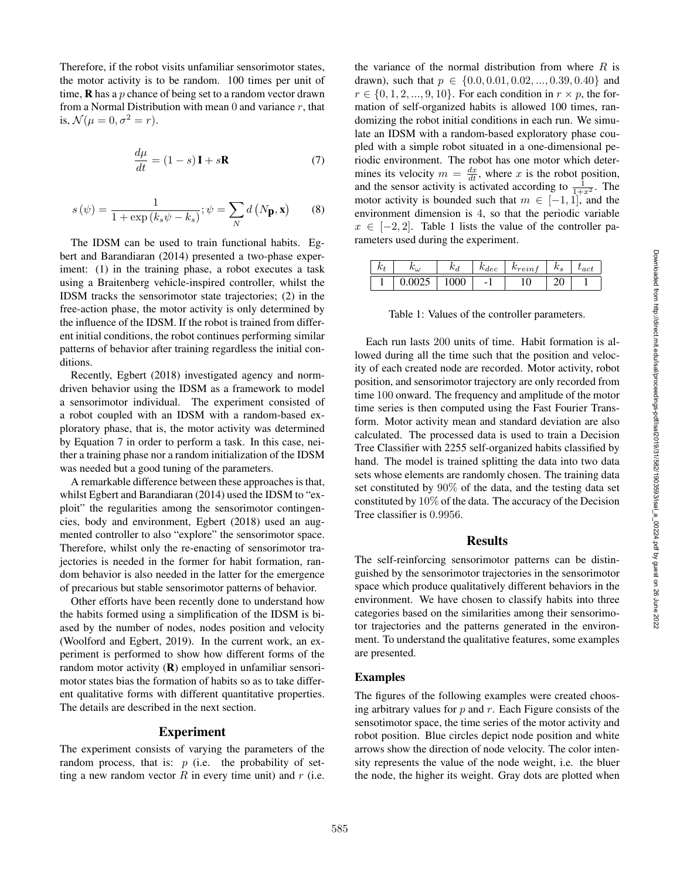Therefore, if the robot visits unfamiliar sensorimotor states, the motor activity is to be random. 100 times per unit of time, **R** has a $p$ chance of being set to a random vector drawn from a Normal Distribution with mean 0 and variance $r$, that is, $\mathcal{N}(\mu = 0, \sigma^2 = r)$.

$$\frac{d\mu}{dt} = (1 - s)\,\mathbf{I} + s\mathbf{R} \tag{7}$$

$$s(\psi) = \frac{1}{1 + \exp(k_s\psi - k_s)};\; \psi = \sum_N d\left(N_{\mathbf{p}}, \mathbf{x}\right) \tag{8}$$

The IDSM can be used to train functional habits. Egbert and Barandiaran (2014) presented a two-phase experiment: (1) in the training phase, a robot executes a task using a Braitenberg vehicle-inspired controller, whilst the IDSM tracks the sensorimotor state trajectories; (2) in the free-action phase, the motor activity is only determined by the influence of the IDSM. If the robot is trained from different initial conditions, the robot continues performing similar patterns of behavior after training regardless the initial conditions.

Recently, Egbert (2018) investigated agency and norm-driven behavior using the IDSM as a framework to model a sensorimotor individual. The experiment consisted of a robot coupled with an IDSM with a random-based exploratory phase, that is, the motor activity was determined by Equation 7 in order to perform a task. In this case, neither a training phase nor a random initialization of the IDSM was needed but a good tuning of the parameters.

A remarkable difference between these approaches is that, whilst Egbert and Barandiaran (2014) used the IDSM to "exploit" the regularities among the sensorimotor contingencies, body and environment, Egbert (2018) used an augmented controller to also "explore" the sensorimotor space. Therefore, whilst only the re-enacting of sensorimotor trajectories is needed in the former for habit formation, random behavior is also needed in the latter for the emergence of precarious but stable sensorimotor patterns of behavior.

Other efforts have been recently done to understand how the habits formed using a simplification of the IDSM is biased by the number of nodes, nodes position and velocity (Woolford and Egbert, 2019). In the current work, an experiment is performed to show how different forms of the random motor activity (**R**) employed in unfamiliar sensorimotor states bias the formation of habits so as to take different qualitative forms with different quantitative properties. The details are described in the next section.

## Experiment

The experiment consists of varying the parameters of the random process, that is: $p$ (i.e. the probability of setting a new random vector $R$ in every time unit) and $r$ (i.e. the variance of the normal distribution from where $R$ is drawn), such that $p \in \{0.0, 0.01, 0.02, ..., 0.39, 0.40\}$ and $r \in \{0, 1, 2, ..., 9, 10\}$. For each condition in $r \times p$, the formation of self-organized habits is allowed 100 times, randomizing the robot initial conditions in each run. We simulate an IDSM with a random-based exploratory phase coupled with a simple robot situated in a one-dimensional periodic environment. The robot has one motor which determines its velocity $m = \frac{dx}{dt}$, where $x$ is the robot position, and the sensor activity is activated according to $\frac{1}{1+x^2}$. The motor activity is bounded such that $m \in [-1, 1]$, and the environment dimension is 4, so that the periodic variable $x \in [-2, 2]$. Table 1 lists the value of the controller parameters used during the experiment.

| $k_t$ | $k_\omega$ | $k_d$ | $k_{dec}$ | $k_{reinf}$ | $k_s$ | $t_{act}$ |
|---|---|---|---|---|---|---|
| 1 | 0.0025 | 1000 | -1 | 10 | 20 | 1 |

Table 1: Values of the controller parameters.

Each run lasts 200 units of time. Habit formation is allowed during all the time such that the position and velocity of each created node are recorded. Motor activity, robot position, and sensorimotor trajectory are only recorded from time 100 onward. The frequency and amplitude of the motor time series is then computed using the Fast Fourier Transform. Motor activity mean and standard deviation are also calculated. The processed data is used to train a Decision Tree Classifier with 2255 self-organized habits classified by hand. The model is trained splitting the data into two data sets whose elements are randomly chosen. The training data set constituted by 90% of the data, and the testing data set constituted by 10% of the data. The accuracy of the Decision Tree classifier is 0.9956.

## Results

The self-reinforcing sensorimotor patterns can be distinguished by the sensorimotor trajectories in the sensorimotor space which produce qualitatively different behaviors in the environment. We have chosen to classify habits into three categories based on the similarities among their sensorimotor trajectories and the patterns generated in the environment. To understand the qualitative features, some examples are presented.

### Examples

The figures of the following examples were created choosing arbitrary values for $p$ and $r$. Each Figure consists of the sensotimotor space, the time series of the motor activity and robot position. Blue circles depict node position and white arrows show the direction of node velocity. The color intensity represents the value of the node weight, i.e. the bluer the node, the higher its weight. Gray dots are plotted when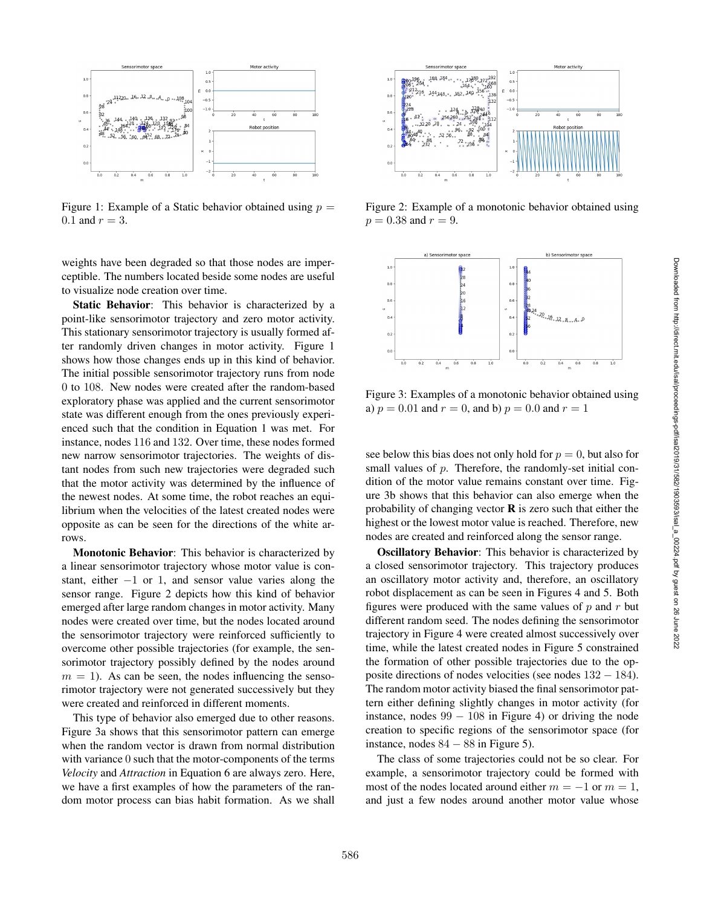Figure 1: Example of a Static behavior obtained using $p = 0.1$ and $r = 3$.

weights have been degraded so that those nodes are imperceptible. The numbers located beside some nodes are useful to visualize node creation over time.

**Static Behavior**: This behavior is characterized by a point-like sensorimotor trajectory and zero motor activity. This stationary sensorimotor trajectory is usually formed after randomly driven changes in motor activity. Figure 1 shows how those changes ends up in this kind of behavior. The initial possible sensorimotor trajectory runs from node 0 to 108. New nodes were created after the random-based exploratory phase was applied and the current sensorimotor state was different enough from the ones previously experienced such that the condition in Equation 1 was met. For instance, nodes 116 and 132. Over time, these nodes formed new narrow sensorimotor trajectories. The weights of distant nodes from such new trajectories were degraded such that the motor activity was determined by the influence of the newest nodes. At some time, the robot reaches an equilibrium when the velocities of the latest created nodes were opposite as can be seen for the directions of the white arrows.

**Monotonic Behavior**: This behavior is characterized by a linear sensorimotor trajectory whose motor value is constant, either $-1$ or 1, and sensor value varies along the sensor range. Figure 2 depicts how this kind of behavior emerged after large random changes in motor activity. Many nodes were created over time, but the nodes located around the sensorimotor trajectory were reinforced sufficiently to overcome other possible trajectories (for example, the sensorimotor trajectory possibly defined by the nodes around $m = 1$). As can be seen, the nodes influencing the sensorimotor trajectory were not generated successively but they were created and reinforced in different moments.

This type of behavior also emerged due to other reasons. Figure 3a shows that this sensorimotor pattern can emerge when the random vector is drawn from normal distribution with variance 0 such that the motor-components of the terms *Velocity* and *Attraction* in Equation 6 are always zero. Here, we have a first examples of how the parameters of the random motor process can bias habit formation. As we shall

Figure 2: Example of a monotonic behavior obtained using $p = 0.38$ and $r = 9$.

Figure 3: Examples of a monotonic behavior obtained using a) $p = 0.01$ and $r = 0$, and b) $p = 0.0$ and $r = 1$

see below this bias does not only hold for $p = 0$, but also for small values of $p$. Therefore, the randomly-set initial condition of the motor value remains constant over time. Figure 3b shows that this behavior can also emerge when the probability of changing vector $\mathbf{R}$ is zero such that either the highest or the lowest motor value is reached. Therefore, new nodes are created and reinforced along the sensor range.

**Oscillatory Behavior**: This behavior is characterized by a closed sensorimotor trajectory. This trajectory produces an oscillatory motor activity and, therefore, an oscillatory robot displacement as can be seen in Figures 4 and 5. Both figures were produced with the same values of $p$ and $r$ but different random seed. The nodes defining the sensorimotor trajectory in Figure 4 were created almost successively over time, while the latest created nodes in Figure 5 constrained the formation of other possible trajectories due to the opposite directions of nodes velocities (see nodes $132 - 184$). The random motor activity biased the final sensorimotor pattern either defining slightly changes in motor activity (for instance, nodes $99 - 108$ in Figure 4) or driving the node creation to specific regions of the sensorimotor space (for instance, nodes $84 - 88$ in Figure 5).

The class of some trajectories could not be so clear. For example, a sensorimotor trajectory could be formed with most of the nodes located around either $m = -1$ or $m = 1$, and just a few nodes around another motor value whose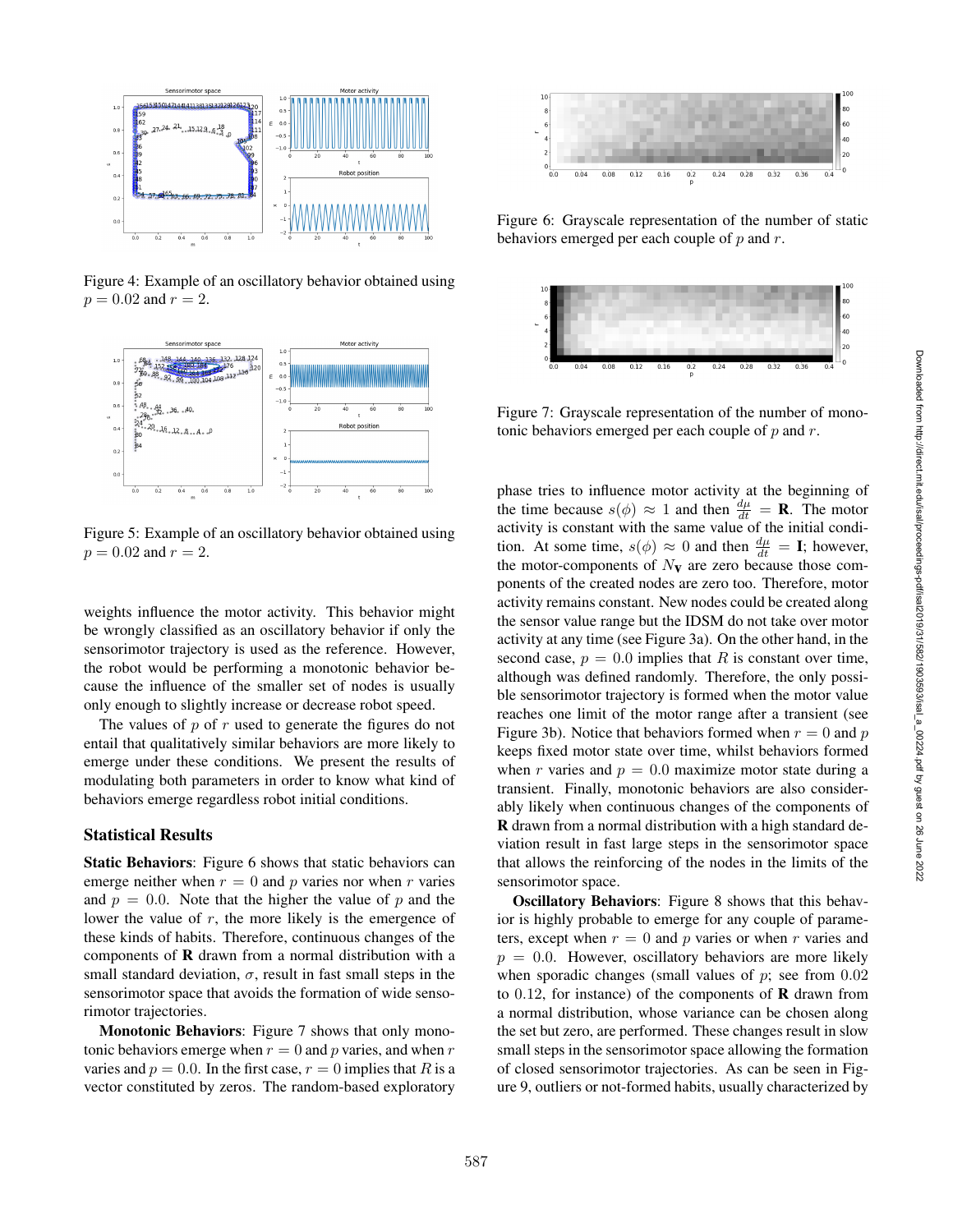Figure 4: Example of an oscillatory behavior obtained using $p = 0.02$ and $r = 2$.

Figure 5: Example of an oscillatory behavior obtained using $p = 0.02$ and $r = 2$.

weights influence the motor activity. This behavior might be wrongly classified as an oscillatory behavior if only the sensorimotor trajectory is used as the reference. However, the robot would be performing a monotonic behavior because the influence of the smaller set of nodes is usually only enough to slightly increase or decrease robot speed.

The values of $p$ of $r$ used to generate the figures do not entail that qualitatively similar behaviors are more likely to emerge under these conditions. We present the results of modulating both parameters in order to know what kind of behaviors emerge regardless robot initial conditions.

## Statistical Results

**Static Behaviors**: Figure 6 shows that static behaviors can emerge neither when $r = 0$ and $p$ varies nor when $r$ varies and $p = 0.0$. Note that the higher the value of $p$ and the lower the value of $r$, the more likely is the emergence of these kinds of habits. Therefore, continuous changes of the components of $\mathbf{R}$ drawn from a normal distribution with a small standard deviation, $\sigma$, result in fast small steps in the sensorimotor space that avoids the formation of wide sensorimotor trajectories.

**Monotonic Behaviors**: Figure 7 shows that only monotonic behaviors emerge when $r = 0$ and $p$ varies, and when $r$ varies and $p = 0.0$. In the first case, $r = 0$ implies that $R$ is a vector constituted by zeros. The random-based exploratory

Figure 6: Grayscale representation of the number of static behaviors emerged per each couple of $p$ and $r$.

Figure 7: Grayscale representation of the number of monotonic behaviors emerged per each couple of $p$ and $r$.

phase tries to influence motor activity at the beginning of the time because $s(\phi) \approx 1$ and then $\frac{d\mu}{dt} = \mathbf{R}$. The motor activity is constant with the same value of the initial condition. At some time, $s(\phi) \approx 0$ and then $\frac{d\mu}{dt} = \mathbf{I}$; however, the motor-components of $N_{\mathbf{V}}$ are zero because those components of the created nodes are zero too. Therefore, motor activity remains constant. New nodes could be created along the sensor value range but the IDSM do not take over motor activity at any time (see Figure 3a). On the other hand, in the second case, $p = 0.0$ implies that $R$ is constant over time, although was defined randomly. Therefore, the only possible sensorimotor trajectory is formed when the motor value reaches one limit of the motor range after a transient (see Figure 3b). Notice that behaviors formed when $r = 0$ and $p$ keeps fixed motor state over time, whilst behaviors formed when $r$ varies and $p = 0.0$ maximize motor state during a transient. Finally, monotonic behaviors are also considerably likely when continuous changes of the components of $\mathbf{R}$ drawn from a normal distribution with a high standard deviation result in fast large steps in the sensorimotor space that allows the reinforcing of the nodes in the limits of the sensorimotor space.

**Oscillatory Behaviors**: Figure 8 shows that this behavior is highly probable to emerge for any couple of parameters, except when $r = 0$ and $p$ varies or when $r$ varies and $p = 0.0$. However, oscillatory behaviors are more likely when sporadic changes (small values of $p$; see from 0.02 to 0.12, for instance) of the components of $\mathbf{R}$ drawn from a normal distribution, whose variance can be chosen along the set but zero, are performed. These changes result in slow small steps in the sensorimotor space allowing the formation of closed sensorimotor trajectories. As can be seen in Figure 9, outliers or not-formed habits, usually characterized by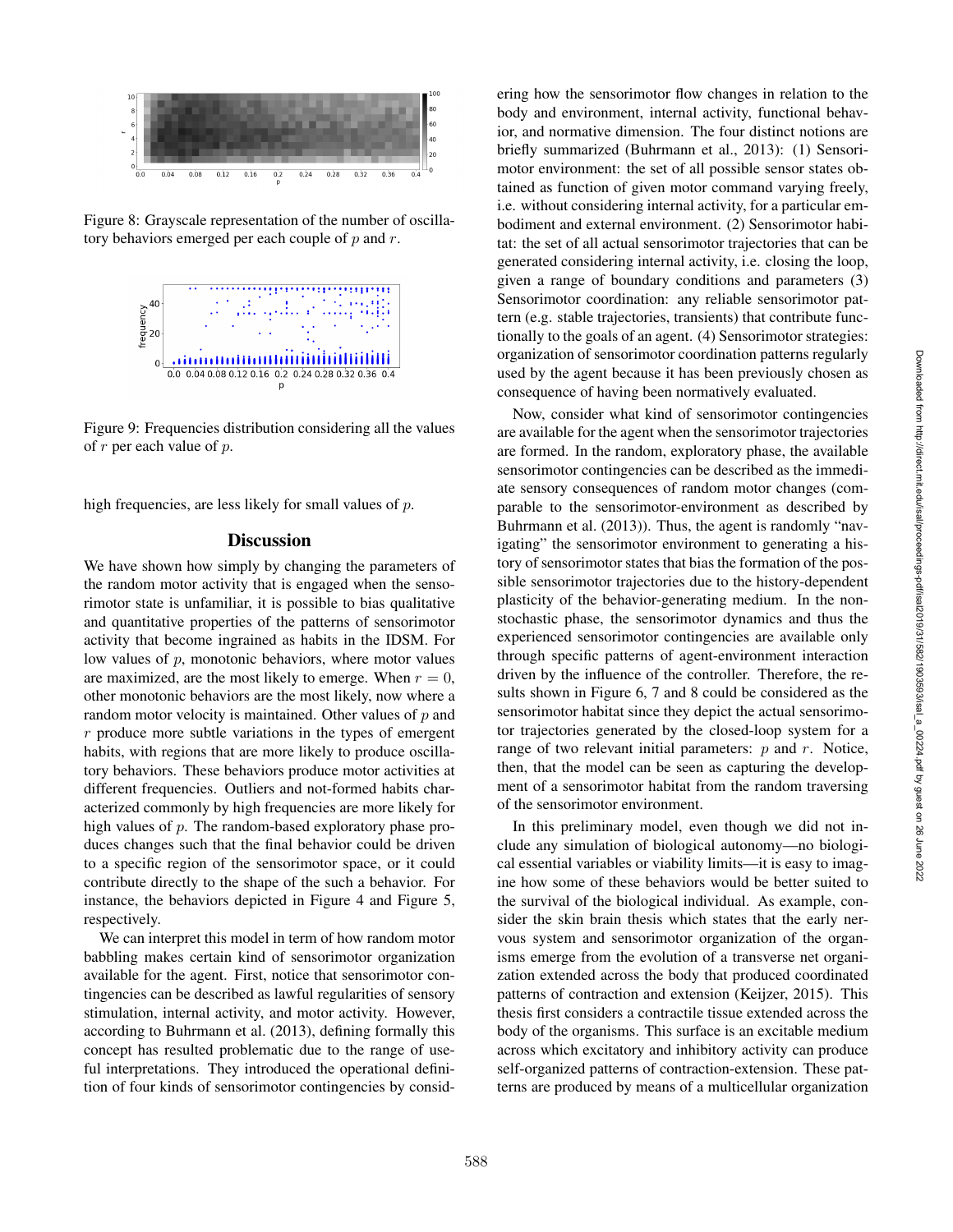Figure 8: Grayscale representation of the number of oscillatory behaviors emerged per each couple of $p$ and $r$.

Figure 9: Frequencies distribution considering all the values of $r$ per each value of $p$.

high frequencies, are less likely for small values of $p$.

## Discussion

We have shown how simply by changing the parameters of the random motor activity that is engaged when the sensorimotor state is unfamiliar, it is possible to bias qualitative and quantitative properties of the patterns of sensorimotor activity that become ingrained as habits in the IDSM. For low values of $p$, monotonic behaviors, where motor values are maximized, are the most likely to emerge. When $r = 0$, other monotonic behaviors are the most likely, now where a random motor velocity is maintained. Other values of $p$ and $r$ produce more subtle variations in the types of emergent habits, with regions that are more likely to produce oscillatory behaviors. These behaviors produce motor activities at different frequencies. Outliers and not-formed habits characterized commonly by high frequencies are more likely for high values of $p$. The random-based exploratory phase produces changes such that the final behavior could be driven to a specific region of the sensorimotor space, or it could contribute directly to the shape of the such a behavior. For instance, the behaviors depicted in Figure 4 and Figure 5, respectively.

We can interpret this model in term of how random motor babbling makes certain kind of sensorimotor organization available for the agent. First, notice that sensorimotor contingencies can be described as lawful regularities of sensory stimulation, internal activity, and motor activity. However, according to Buhrmann et al. (2013), defining formally this concept has resulted problematic due to the range of useful interpretations. They introduced the operational definition of four kinds of sensorimotor contingencies by considering how the sensorimotor flow changes in relation to the body and environment, internal activity, functional behavior, and normative dimension. The four distinct notions are briefly summarized (Buhrmann et al., 2013): (1) Sensorimotor environment: the set of all possible sensor states obtained as function of given motor command varying freely, i.e. without considering internal activity, for a particular embodiment and external environment. (2) Sensorimotor habitat: the set of all actual sensorimotor trajectories that can be generated considering internal activity, i.e. closing the loop, given a range of boundary conditions and parameters (3) Sensorimotor coordination: any reliable sensorimotor pattern (e.g. stable trajectories, transients) that contribute functionally to the goals of an agent. (4) Sensorimotor strategies: organization of sensorimotor coordination patterns regularly used by the agent because it has been previously chosen as consequence of having been normatively evaluated.

Now, consider what kind of sensorimotor contingencies are available for the agent when the sensorimotor trajectories are formed. In the random, exploratory phase, the available sensorimotor contingencies can be described as the immediate sensory consequences of random motor changes (comparable to the sensorimotor-environment as described by Buhrmann et al. (2013)). Thus, the agent is randomly "navigating" the sensorimotor environment to generating a history of sensorimotor states that bias the formation of the possible sensorimotor trajectories due to the history-dependent plasticity of the behavior-generating medium. In the non-stochastic phase, the sensorimotor dynamics and thus the experienced sensorimotor contingencies are available only through specific patterns of agent-environment interaction driven by the influence of the controller. Therefore, the results shown in Figure 6, 7 and 8 could be considered as the sensorimotor habitat since they depict the actual sensorimotor trajectories generated by the closed-loop system for a range of two relevant initial parameters: $p$ and $r$. Notice, then, that the model can be seen as capturing the development of a sensorimotor habitat from the random traversing of the sensorimotor environment.

In this preliminary model, even though we did not include any simulation of biological autonomy—no biological essential variables or viability limits—it is easy to imagine how some of these behaviors would be better suited to the survival of the biological individual. As example, consider the skin brain thesis which states that the early nervous system and sensorimotor organization of the organisms emerge from the evolution of a transverse net organization extended across the body that produced coordinated patterns of contraction and extension (Keijzer, 2015). This thesis first considers a contractile tissue extended across the body of the organisms. This surface is an excitable medium across which excitatory and inhibitory activity can produce self-organized patterns of contraction-extension. These patterns are produced by means of a multicellular organization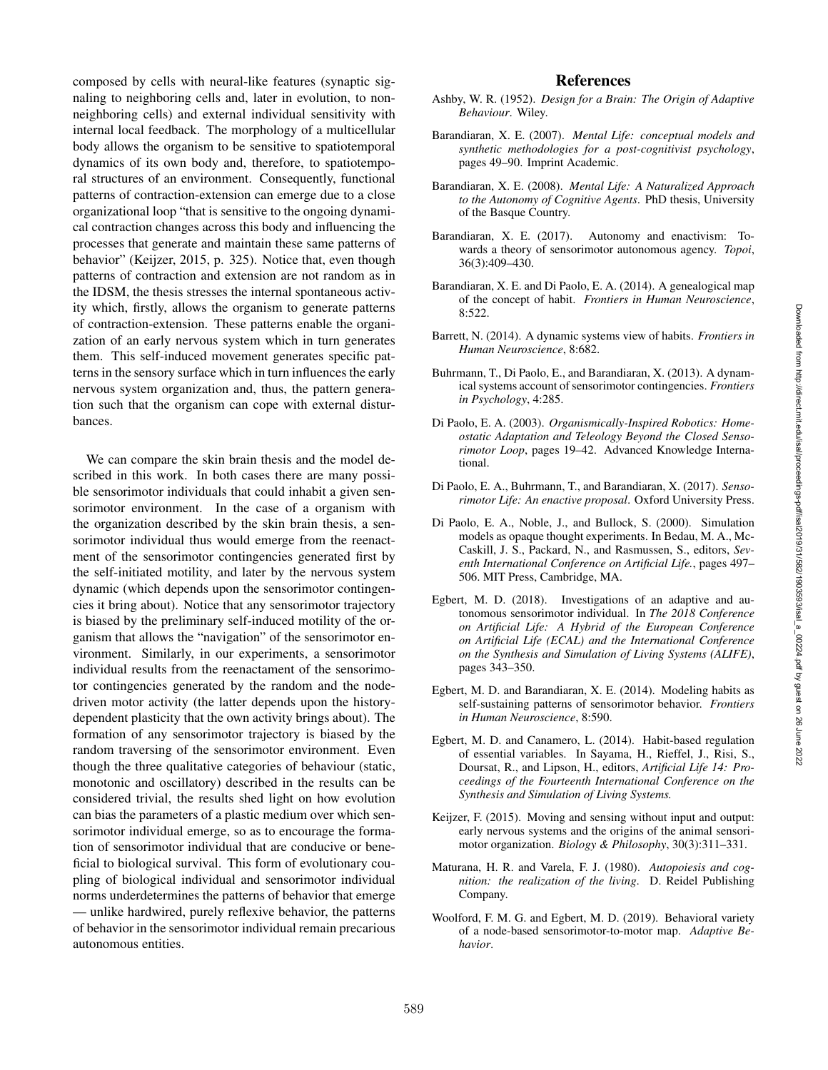composed by cells with neural-like features (synaptic signaling to neighboring cells and, later in evolution, to non-neighboring cells) and external individual sensitivity with internal local feedback. The morphology of a multicellular body allows the organism to be sensitive to spatiotemporal dynamics of its own body and, therefore, to spatiotemporal structures of an environment. Consequently, functional patterns of contraction-extension can emerge due to a close organizational loop "that is sensitive to the ongoing dynamical contraction changes across this body and influencing the processes that generate and maintain these same patterns of behavior" (Keijzer, 2015, p. 325). Notice that, even though patterns of contraction and extension are not random as in the IDSM, the thesis stresses the internal spontaneous activity which, firstly, allows the organism to generate patterns of contraction-extension. These patterns enable the organization of an early nervous system which in turn generates them. This self-induced movement generates specific patterns in the sensory surface which in turn influences the early nervous system organization and, thus, the pattern generation such that the organism can cope with external disturbances.

We can compare the skin brain thesis and the model described in this work. In both cases there are many possible sensorimotor individuals that could inhabit a given sensorimotor environment. In the case of a organism with the organization described by the skin brain thesis, a sensorimotor individual thus would emerge from the reenactment of the sensorimotor contingencies generated first by the self-initiated motility, and later by the nervous system dynamic (which depends upon the sensorimotor contingencies it bring about). Notice that any sensorimotor trajectory is biased by the preliminary self-induced motility of the organism that allows the "navigation" of the sensorimotor environment. Similarly, in our experiments, a sensorimotor individual results from the reenactament of the sensorimotor contingencies generated by the random and the node-driven motor activity (the latter depends upon the history-dependent plasticity that the own activity brings about). The formation of any sensorimotor trajectory is biased by the random traversing of the sensorimotor environment. Even though the three qualitative categories of behaviour (static, monotonic and oscillatory) described in the results can be considered trivial, the results shed light on how evolution can bias the parameters of a plastic medium over which sensorimotor individual emerge, so as to encourage the formation of sensorimotor individual that are conducive or beneficial to biological survival. This form of evolutionary coupling of biological individual and sensorimotor individual norms underdetermines the patterns of behavior that emerge — unlike hardwired, purely reflexive behavior, the patterns of behavior in the sensorimotor individual remain precarious autonomous entities.

## References

Ashby, W. R. (1952). *Design for a Brain: The Origin of Adaptive Behaviour*. Wiley.

Barandiaran, X. E. (2007). *Mental Life: conceptual models and synthetic methodologies for a post-cognitivist psychology*, pages 49–90. Imprint Academic.

Barandiaran, X. E. (2008). *Mental Life: A Naturalized Approach to the Autonomy of Cognitive Agents*. PhD thesis, University of the Basque Country.

Barandiaran, X. E. (2017). Autonomy and enactivism: Towards a theory of sensorimotor autonomous agency. *Topoi*, 36(3):409–430.

Barandiaran, X. E. and Di Paolo, E. A. (2014). A genealogical map of the concept of habit. *Frontiers in Human Neuroscience*, 8:522.

Barrett, N. (2014). A dynamic systems view of habits. *Frontiers in Human Neuroscience*, 8:682.

Buhrmann, T., Di Paolo, E., and Barandiaran, X. (2013). A dynamical systems account of sensorimotor contingencies. *Frontiers in Psychology*, 4:285.

Di Paolo, E. A. (2003). *Organismically-Inspired Robotics: Homeostatic Adaptation and Teleology Beyond the Closed Sensorimotor Loop*, pages 19–42. Advanced Knowledge International.

Di Paolo, E. A., Buhrmann, T., and Barandiaran, X. (2017). *Sensorimotor Life: An enactive proposal*. Oxford University Press.

Di Paolo, E. A., Noble, J., and Bullock, S. (2000). Simulation models as opaque thought experiments. In Bedau, M. A., McCaskill, J. S., Packard, N., and Rasmussen, S., editors, *Seventh International Conference on Artificial Life.*, pages 497–506. MIT Press, Cambridge, MA.

Egbert, M. D. (2018). Investigations of an adaptive and autonomous sensorimotor individual. In *The 2018 Conference on Artificial Life: A Hybrid of the European Conference on Artificial Life (ECAL) and the International Conference on the Synthesis and Simulation of Living Systems (ALIFE)*, pages 343–350.

Egbert, M. D. and Barandiaran, X. E. (2014). Modeling habits as self-sustaining patterns of sensorimotor behavior. *Frontiers in Human Neuroscience*, 8:590.

Egbert, M. D. and Canamero, L. (2014). Habit-based regulation of essential variables. In Sayama, H., Rieffel, J., Risi, S., Doursat, R., and Lipson, H., editors, *Artificial Life 14: Proceedings of the Fourteenth International Conference on the Synthesis and Simulation of Living Systems.*

Keijzer, F. (2015). Moving and sensing without input and output: early nervous systems and the origins of the animal sensorimotor organization. *Biology & Philosophy*, 30(3):311–331.

Maturana, H. R. and Varela, F. J. (1980). *Autopoiesis and cognition: the realization of the living*. D. Reidel Publishing Company.

Woolford, F. M. G. and Egbert, M. D. (2019). Behavioral variety of a node-based sensorimotor-to-motor map. *Adaptive Behavior*.